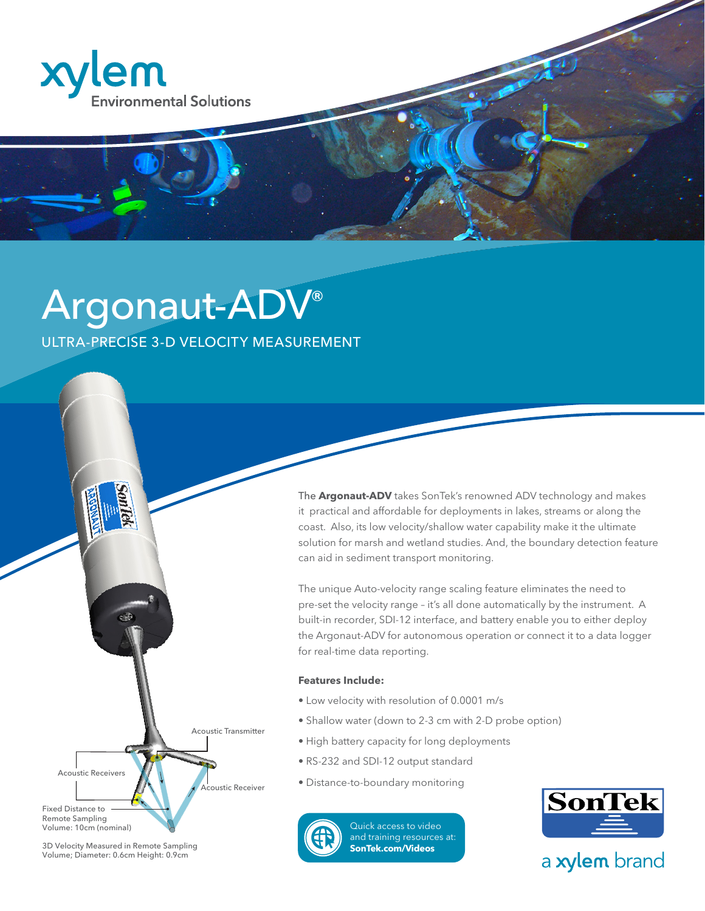xylem Environmental Solutions

# Argonaut-ADV®

## ULTRA-PRECISE 3-D VELOCITY MEASUREMENT

Acoustic Transmitter

Acoustic Receivers

Acoustic Receiver

Fixed Distance to Remote Sampling Volume: 10cm (nominal)

3D Velocity Measured in Remote Sampling Volume; Diameter: 0.6cm Height: 0.9cm

The **Argonaut-ADV** takes SonTek's renowned ADV technology and makes it practical and affordable for deployments in lakes, streams or along the coast. Also, its low velocity/shallow water capability make it the ultimate solution for marsh and wetland studies. And, the boundary detection feature can aid in sediment transport monitoring.

The unique Auto-velocity range scaling feature eliminates the need to pre-set the velocity range – it's all done automatically by the instrument. A built-in recorder, SDI-12 interface, and battery enable you to either deploy the Argonaut-ADV for autonomous operation or connect it to a data logger for real-time data reporting.

**Features Include:**

- Low velocity with resolution of 0.0001 m/s
- Shallow water (down to 2-3 cm with 2-D probe option)
- High battery capacity for long deployments
- RS-232 and SDI-12 output standard
- Distance-to-boundary monitoring

Quick access to video and training resources at: **SonTek.com/Videos**

SonTek

a xylem brand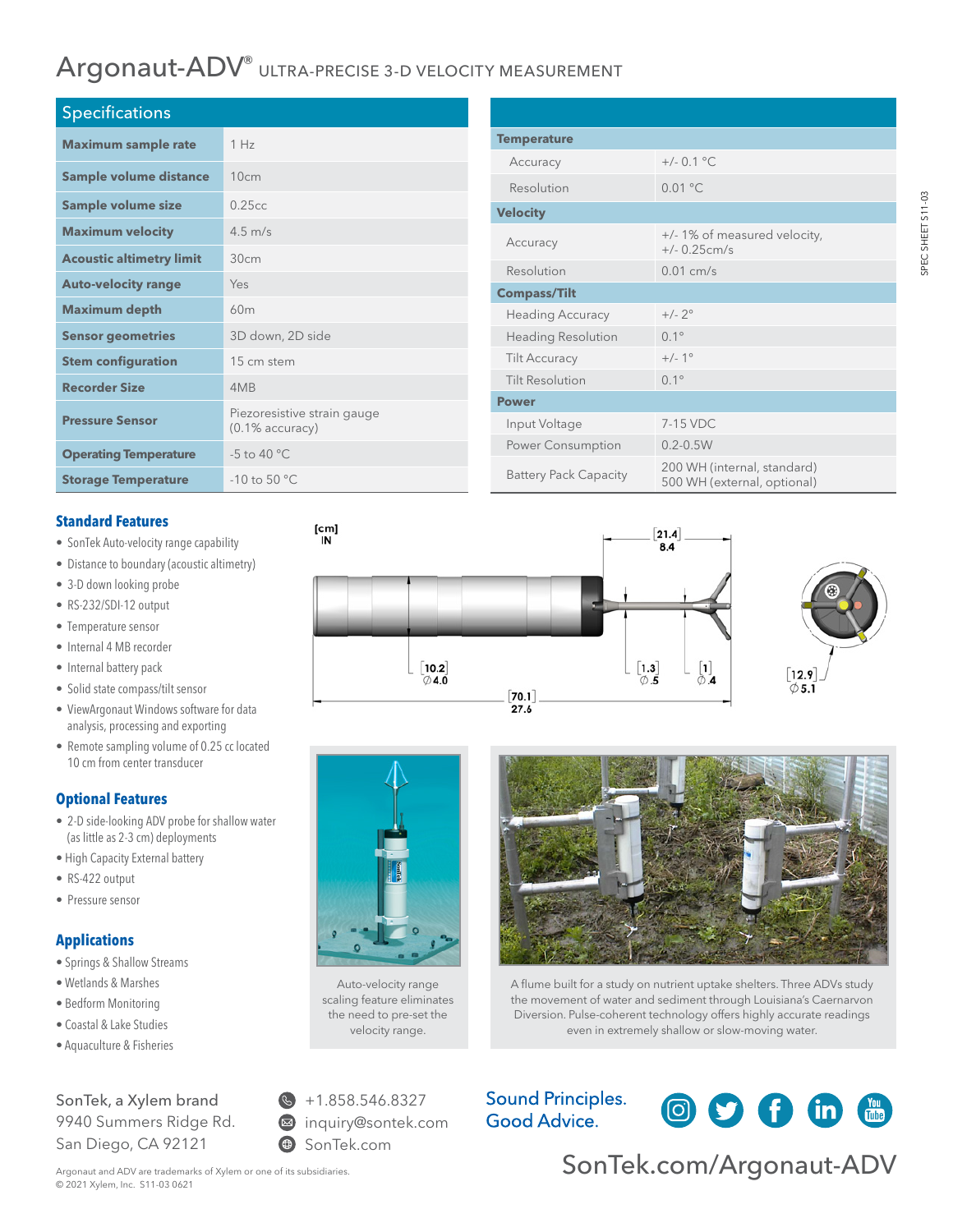# Argonaut-ADV® ULTRA-PRECISE 3-D VELOCITY MEASUREMENT

## Specifications

| | |
|---|---|
| **Maximum sample rate** | 1 Hz |
| **Sample volume distance** | 10cm |
| **Sample volume size** | 0.25cc |
| **Maximum velocity** | 4.5 m/s |
| **Acoustic altimetry limit** | 30cm |
| **Auto-velocity range** | Yes |
| **Maximum depth** | 60m |
| **Sensor geometries** | 3D down, 2D side |
| **Stem configuration** | 15 cm stem |
| **Recorder Size** | 4MB |
| **Pressure Sensor** | Piezoresistive strain gauge (0.1% accuracy) |
| **Operating Temperature** | -5 to 40 °C |
| **Storage Temperature** | -10 to 50 °C |

| | |
|---|---|
| **Temperature** | |
| Accuracy | +/- 0.1 °C |
| Resolution | 0.01 °C |
| **Velocity** | |
| Accuracy | +/- 1% of measured velocity, +/- 0.25cm/s |
| Resolution | 0.01 cm/s |
| **Compass/Tilt** | |
| Heading Accuracy | +/- 2° |
| Heading Resolution | 0.1° |
| Tilt Accuracy | +/- 1° |
| Tilt Resolution | 0.1° |
| **Power** | |
| Input Voltage | 7-15 VDC |
| Power Consumption | 0.2-0.5W |
| Battery Pack Capacity | 200 WH (internal, standard) 500 WH (external, optional) |

## Standard Features

- SonTek Auto-velocity range capability
- Distance to boundary (acoustic altimetry)
- 3-D down looking probe
- RS-232/SDI-12 output
- Temperature sensor
- Internal 4 MB recorder
- Internal battery pack
- Solid state compass/tilt sensor
- ViewArgonaut Windows software for data analysis, processing and exporting
- Remote sampling volume of 0.25 cc located 10 cm from center transducer

## Optional Features

- 2-D side-looking ADV probe for shallow water (as little as 2-3 cm) deployments
- High Capacity External battery
- RS-422 output
- Pressure sensor

## Applications

- Springs & Shallow Streams
- Wetlands & Marshes
- Bedform Monitoring
- Coastal & Lake Studies
- Aquaculture & Fisheries

[cm]
IN

[21.4]
8.4

[10.2]
∅4.0

[1.3]
∅.5

[1]
∅.4

[70.1]
27.6

[12.9]
∅5.1

Auto-velocity range scaling feature eliminates the need to pre-set the velocity range.

A flume built for a study on nutrient uptake shelters. Three ADVs study the movement of water and sediment through Louisiana's Caernarvon Diversion. Pulse-coherent technology offers highly accurate readings even in extremely shallow or slow-moving water.

SonTek, a Xylem brand
9940 Summers Ridge Rd.
San Diego, CA 92121

+1.858.546.8327
inquiry@sontek.com
SonTek.com

Sound Principles.
Good Advice.

SonTek.com/Argonaut-ADV

Argonaut and ADV are trademarks of Xylem or one of its subsidiaries.
© 2021 Xylem, Inc. S11-03 0621

SPEC SHEET S11-03